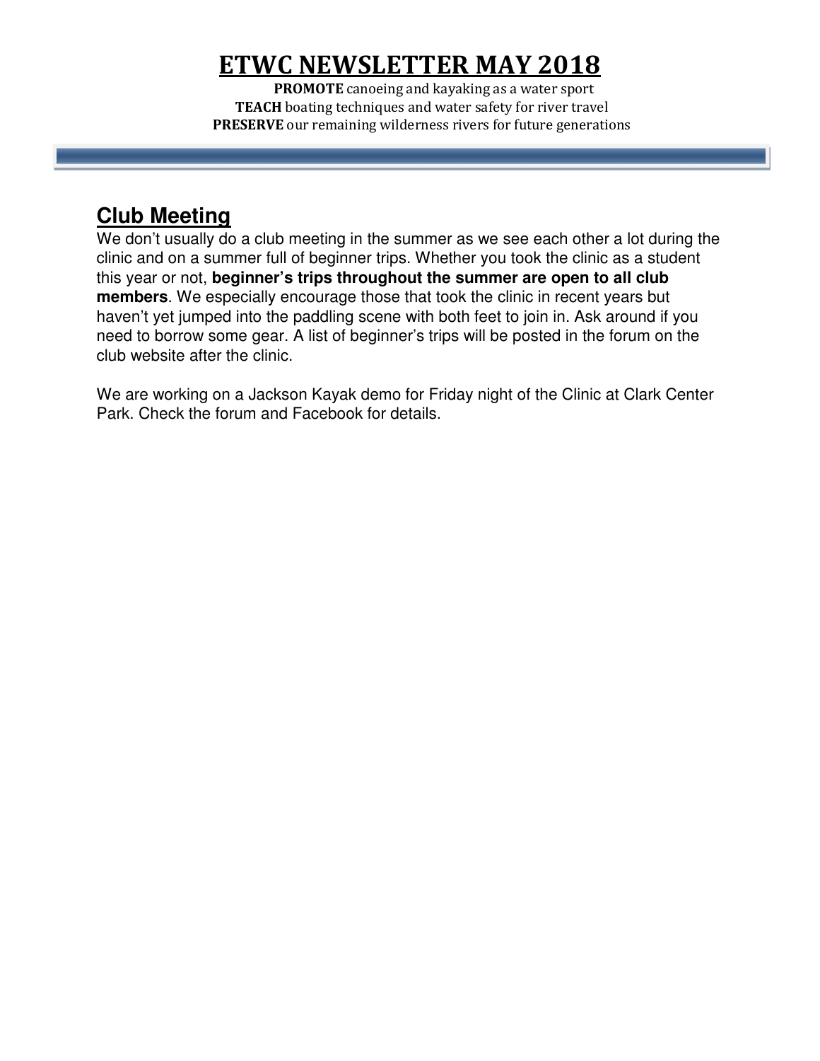# ETWC NEWSLETTER MAY 2018

**PROMOTE** canoeing and kayaking as a water sport
**TEACH** boating techniques and water safety for river travel
**PRESERVE** our remaining wilderness rivers for future generations

## Club Meeting

We don't usually do a club meeting in the summer as we see each other a lot during the clinic and on a summer full of beginner trips. Whether you took the clinic as a student this year or not, **beginner's trips throughout the summer are open to all club members**. We especially encourage those that took the clinic in recent years but haven't yet jumped into the paddling scene with both feet to join in. Ask around if you need to borrow some gear. A list of beginner's trips will be posted in the forum on the club website after the clinic.

We are working on a Jackson Kayak demo for Friday night of the Clinic at Clark Center Park. Check the forum and Facebook for details.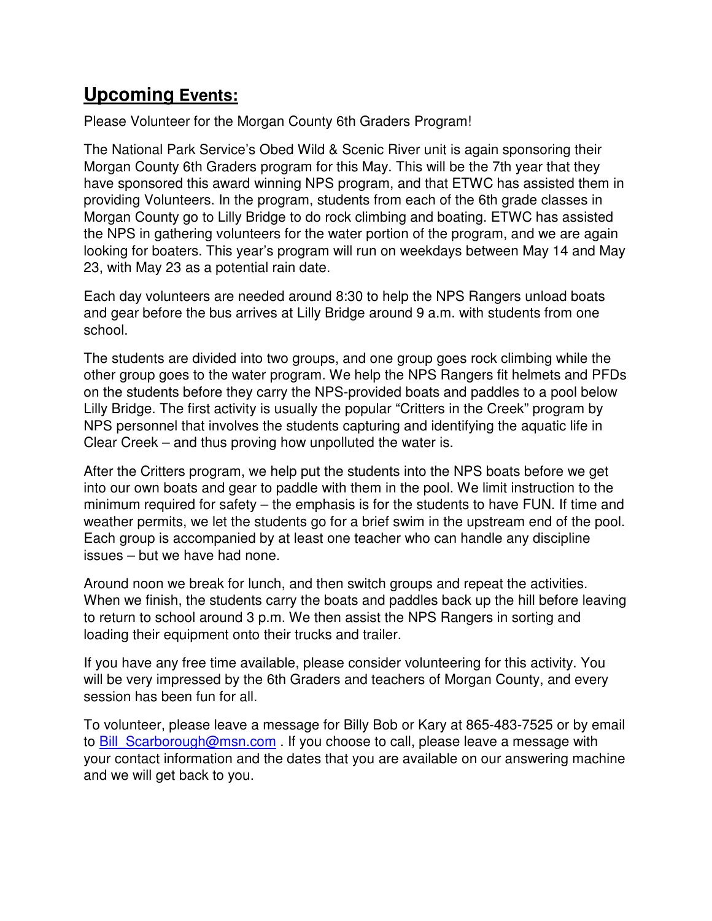## Upcoming Events:

Please Volunteer for the Morgan County 6th Graders Program!

The National Park Service's Obed Wild & Scenic River unit is again sponsoring their Morgan County 6th Graders program for this May. This will be the 7th year that they have sponsored this award winning NPS program, and that ETWC has assisted them in providing Volunteers. In the program, students from each of the 6th grade classes in Morgan County go to Lilly Bridge to do rock climbing and boating. ETWC has assisted the NPS in gathering volunteers for the water portion of the program, and we are again looking for boaters. This year's program will run on weekdays between May 14 and May 23, with May 23 as a potential rain date.

Each day volunteers are needed around 8:30 to help the NPS Rangers unload boats and gear before the bus arrives at Lilly Bridge around 9 a.m. with students from one school.

The students are divided into two groups, and one group goes rock climbing while the other group goes to the water program. We help the NPS Rangers fit helmets and PFDs on the students before they carry the NPS-provided boats and paddles to a pool below Lilly Bridge. The first activity is usually the popular "Critters in the Creek" program by NPS personnel that involves the students capturing and identifying the aquatic life in Clear Creek – and thus proving how unpolluted the water is.

After the Critters program, we help put the students into the NPS boats before we get into our own boats and gear to paddle with them in the pool. We limit instruction to the minimum required for safety – the emphasis is for the students to have FUN. If time and weather permits, we let the students go for a brief swim in the upstream end of the pool. Each group is accompanied by at least one teacher who can handle any discipline issues – but we have had none.

Around noon we break for lunch, and then switch groups and repeat the activities. When we finish, the students carry the boats and paddles back up the hill before leaving to return to school around 3 p.m. We then assist the NPS Rangers in sorting and loading their equipment onto their trucks and trailer.

If you have any free time available, please consider volunteering for this activity. You will be very impressed by the 6th Graders and teachers of Morgan County, and every session has been fun for all.

To volunteer, please leave a message for Billy Bob or Kary at 865-483-7525 or by email to Bill_Scarborough@msn.com . If you choose to call, please leave a message with your contact information and the dates that you are available on our answering machine and we will get back to you.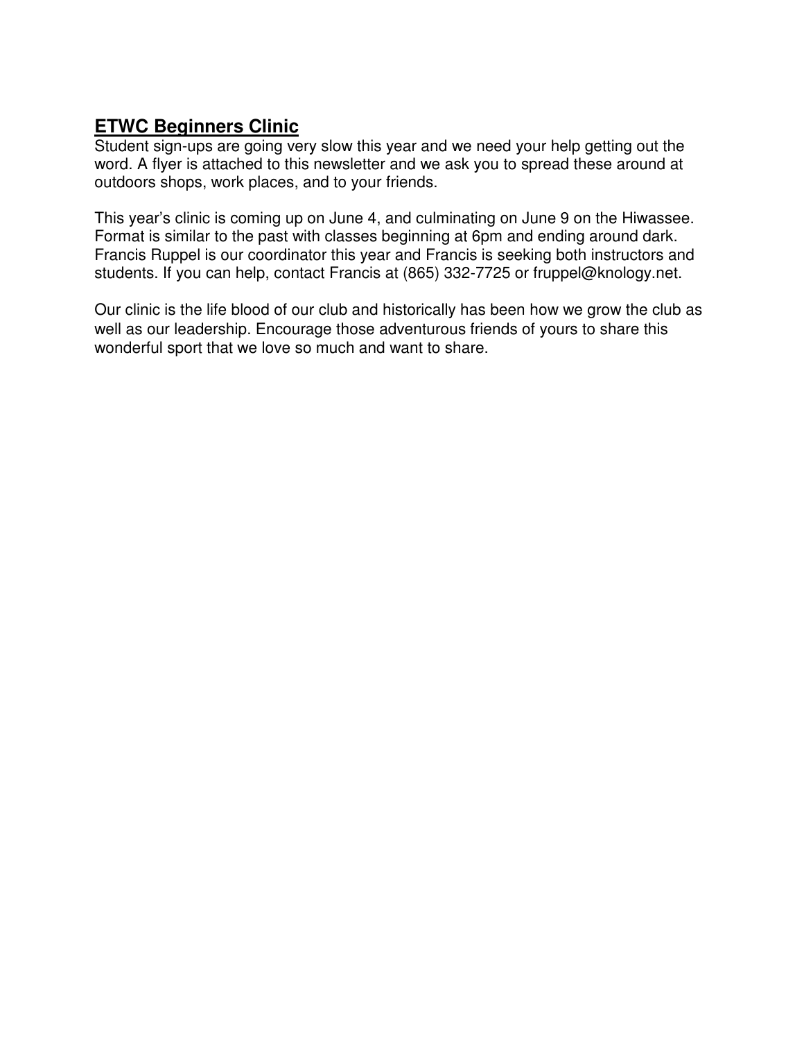## ETWC Beginners Clinic

Student sign-ups are going very slow this year and we need your help getting out the word. A flyer is attached to this newsletter and we ask you to spread these around at outdoors shops, work places, and to your friends.

This year's clinic is coming up on June 4, and culminating on June 9 on the Hiwassee. Format is similar to the past with classes beginning at 6pm and ending around dark. Francis Ruppel is our coordinator this year and Francis is seeking both instructors and students. If you can help, contact Francis at (865) 332-7725 or fruppel@knology.net.

Our clinic is the life blood of our club and historically has been how we grow the club as well as our leadership. Encourage those adventurous friends of yours to share this wonderful sport that we love so much and want to share.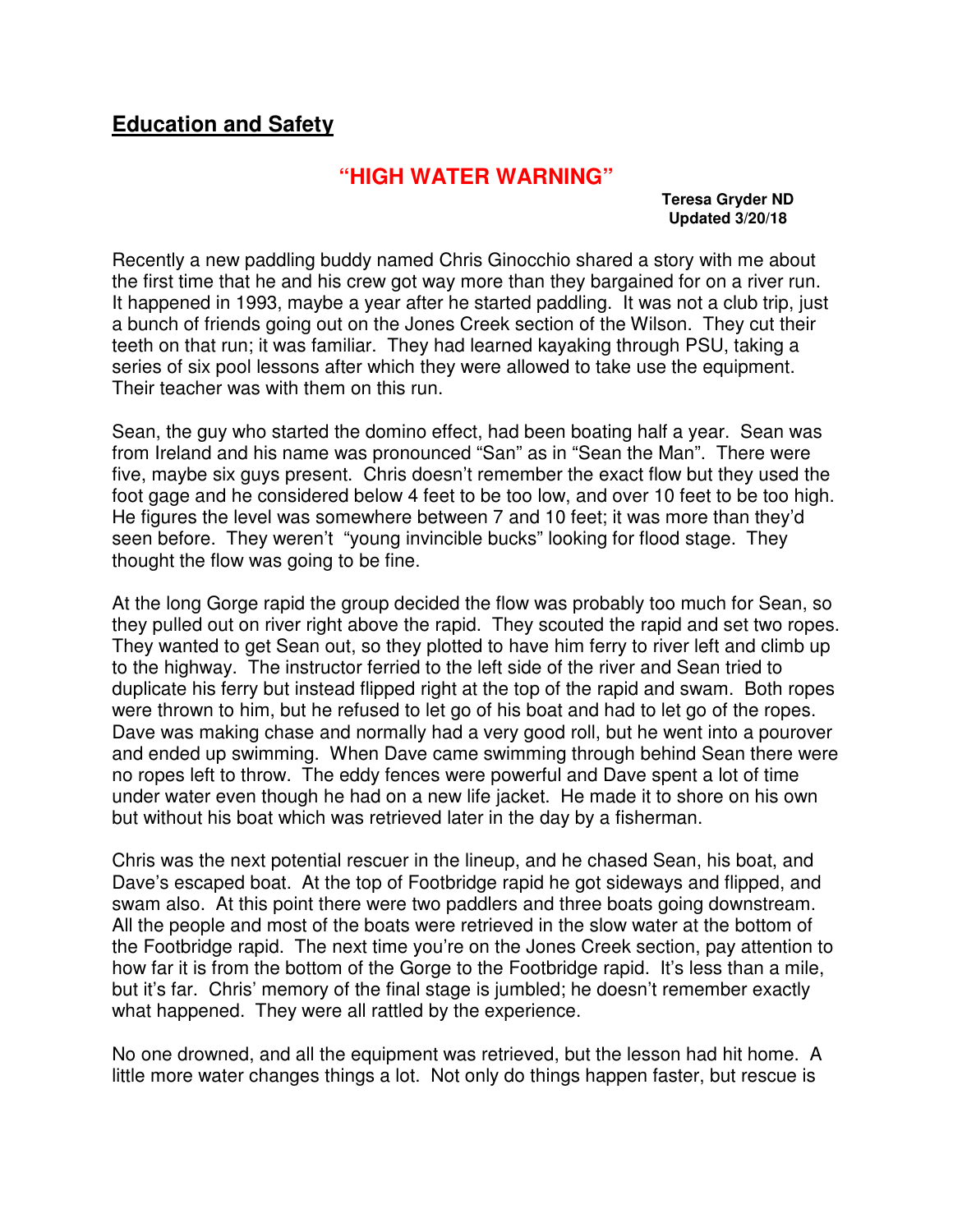## **Education and Safety**

### **"HIGH WATER WARNING"**

**Teresa Gryder ND**
**Updated 3/20/18**

Recently a new paddling buddy named Chris Ginocchio shared a story with me about the first time that he and his crew got way more than they bargained for on a river run. It happened in 1993, maybe a year after he started paddling. It was not a club trip, just a bunch of friends going out on the Jones Creek section of the Wilson. They cut their teeth on that run; it was familiar. They had learned kayaking through PSU, taking a series of six pool lessons after which they were allowed to take use the equipment. Their teacher was with them on this run.

Sean, the guy who started the domino effect, had been boating half a year. Sean was from Ireland and his name was pronounced "San" as in "Sean the Man". There were five, maybe six guys present. Chris doesn't remember the exact flow but they used the foot gage and he considered below 4 feet to be too low, and over 10 feet to be too high. He figures the level was somewhere between 7 and 10 feet; it was more than they'd seen before. They weren't "young invincible bucks" looking for flood stage. They thought the flow was going to be fine.

At the long Gorge rapid the group decided the flow was probably too much for Sean, so they pulled out on river right above the rapid. They scouted the rapid and set two ropes. They wanted to get Sean out, so they plotted to have him ferry to river left and climb up to the highway. The instructor ferried to the left side of the river and Sean tried to duplicate his ferry but instead flipped right at the top of the rapid and swam. Both ropes were thrown to him, but he refused to let go of his boat and had to let go of the ropes. Dave was making chase and normally had a very good roll, but he went into a pourover and ended up swimming. When Dave came swimming through behind Sean there were no ropes left to throw. The eddy fences were powerful and Dave spent a lot of time under water even though he had on a new life jacket. He made it to shore on his own but without his boat which was retrieved later in the day by a fisherman.

Chris was the next potential rescuer in the lineup, and he chased Sean, his boat, and Dave's escaped boat. At the top of Footbridge rapid he got sideways and flipped, and swam also. At this point there were two paddlers and three boats going downstream. All the people and most of the boats were retrieved in the slow water at the bottom of the Footbridge rapid. The next time you're on the Jones Creek section, pay attention to how far it is from the bottom of the Gorge to the Footbridge rapid. It's less than a mile, but it's far. Chris' memory of the final stage is jumbled; he doesn't remember exactly what happened. They were all rattled by the experience.

No one drowned, and all the equipment was retrieved, but the lesson had hit home. A little more water changes things a lot. Not only do things happen faster, but rescue is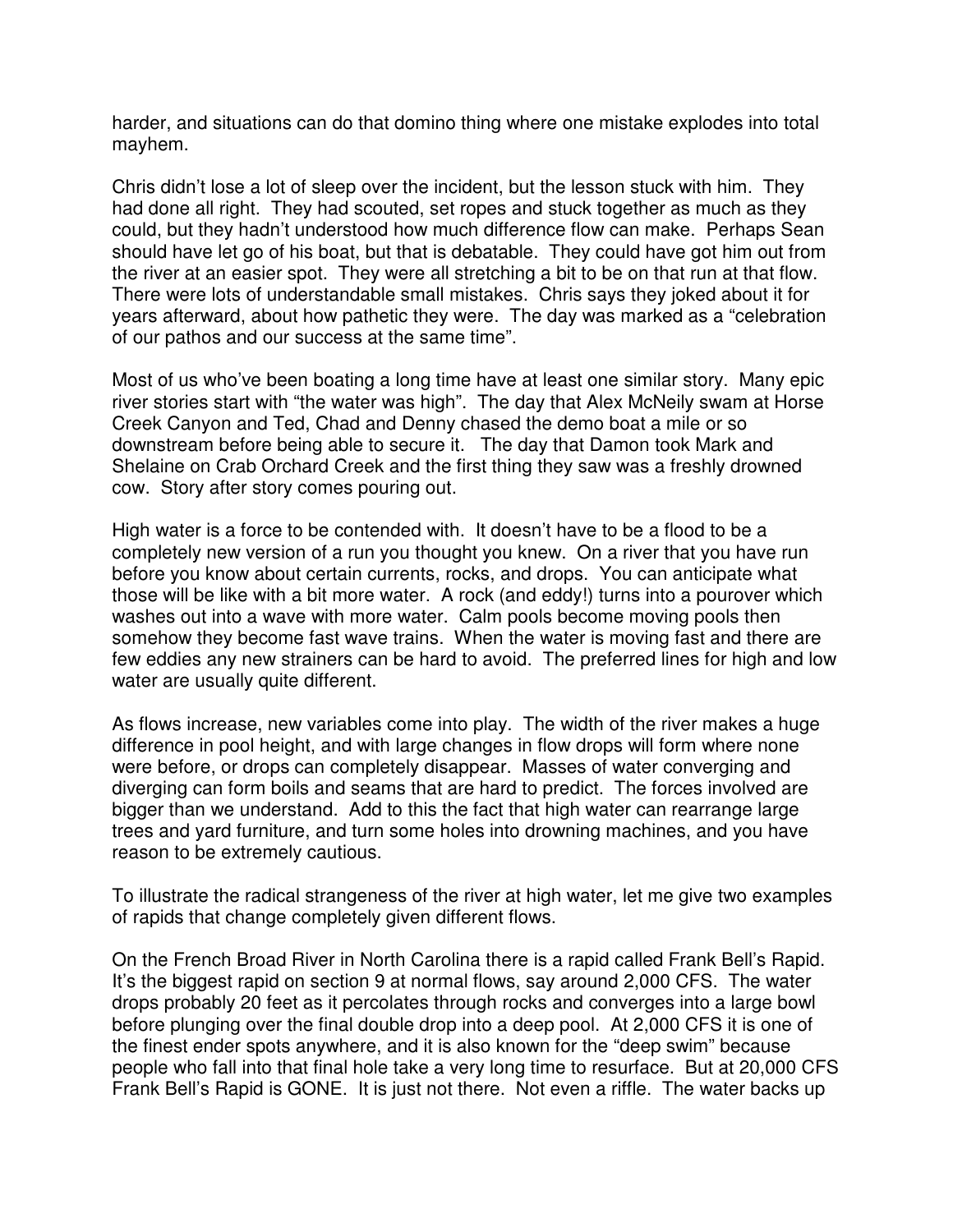harder, and situations can do that domino thing where one mistake explodes into total mayhem.

Chris didn't lose a lot of sleep over the incident, but the lesson stuck with him. They had done all right. They had scouted, set ropes and stuck together as much as they could, but they hadn't understood how much difference flow can make. Perhaps Sean should have let go of his boat, but that is debatable. They could have got him out from the river at an easier spot. They were all stretching a bit to be on that run at that flow. There were lots of understandable small mistakes. Chris says they joked about it for years afterward, about how pathetic they were. The day was marked as a "celebration of our pathos and our success at the same time".

Most of us who've been boating a long time have at least one similar story. Many epic river stories start with "the water was high". The day that Alex McNeily swam at Horse Creek Canyon and Ted, Chad and Denny chased the demo boat a mile or so downstream before being able to secure it. The day that Damon took Mark and Shelaine on Crab Orchard Creek and the first thing they saw was a freshly drowned cow. Story after story comes pouring out.

High water is a force to be contended with. It doesn't have to be a flood to be a completely new version of a run you thought you knew. On a river that you have run before you know about certain currents, rocks, and drops. You can anticipate what those will be like with a bit more water. A rock (and eddy!) turns into a pourover which washes out into a wave with more water. Calm pools become moving pools then somehow they become fast wave trains. When the water is moving fast and there are few eddies any new strainers can be hard to avoid. The preferred lines for high and low water are usually quite different.

As flows increase, new variables come into play. The width of the river makes a huge difference in pool height, and with large changes in flow drops will form where none were before, or drops can completely disappear. Masses of water converging and diverging can form boils and seams that are hard to predict. The forces involved are bigger than we understand. Add to this the fact that high water can rearrange large trees and yard furniture, and turn some holes into drowning machines, and you have reason to be extremely cautious.

To illustrate the radical strangeness of the river at high water, let me give two examples of rapids that change completely given different flows.

On the French Broad River in North Carolina there is a rapid called Frank Bell's Rapid. It's the biggest rapid on section 9 at normal flows, say around 2,000 CFS. The water drops probably 20 feet as it percolates through rocks and converges into a large bowl before plunging over the final double drop into a deep pool. At 2,000 CFS it is one of the finest ender spots anywhere, and it is also known for the "deep swim" because people who fall into that final hole take a very long time to resurface. But at 20,000 CFS Frank Bell's Rapid is GONE. It is just not there. Not even a riffle. The water backs up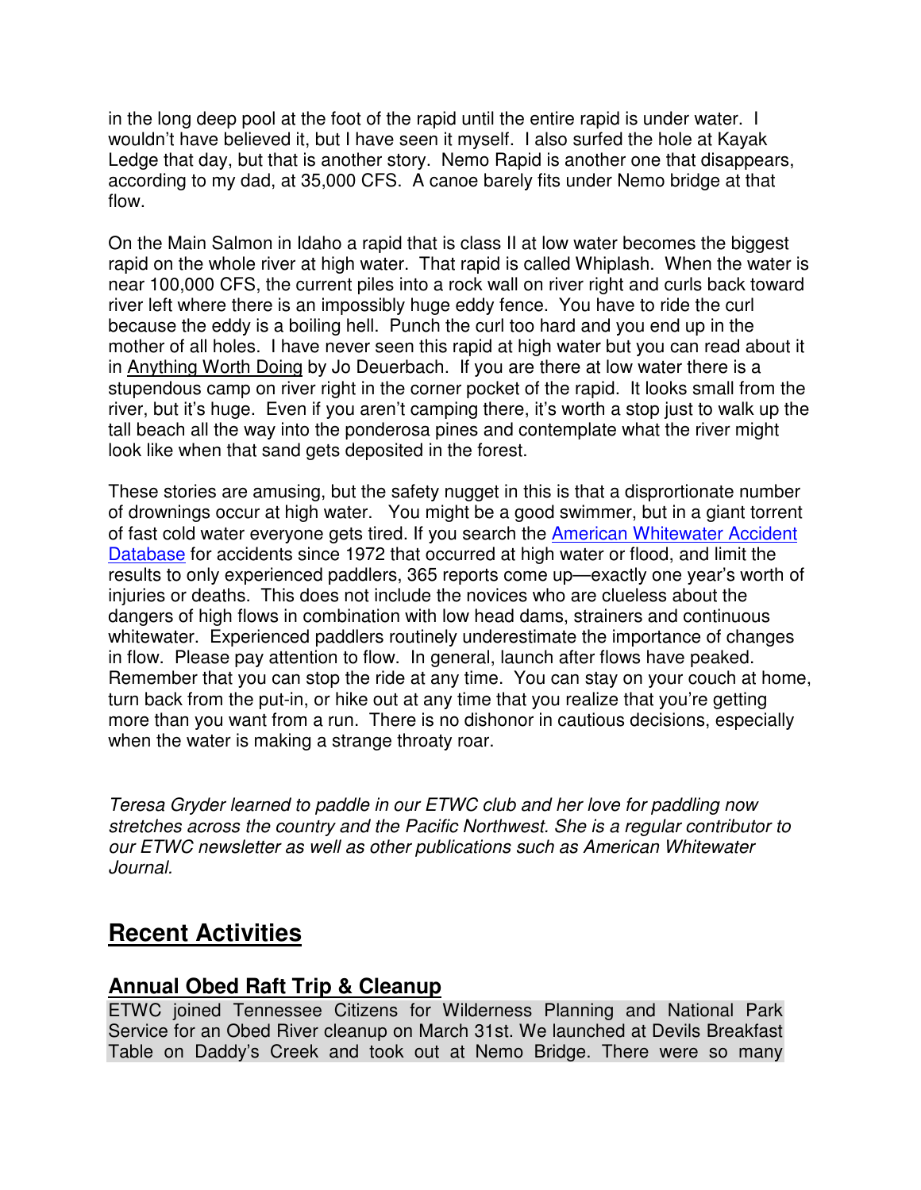in the long deep pool at the foot of the rapid until the entire rapid is under water. I wouldn't have believed it, but I have seen it myself. I also surfed the hole at Kayak Ledge that day, but that is another story. Nemo Rapid is another one that disappears, according to my dad, at 35,000 CFS. A canoe barely fits under Nemo bridge at that flow.

On the Main Salmon in Idaho a rapid that is class II at low water becomes the biggest rapid on the whole river at high water. That rapid is called Whiplash. When the water is near 100,000 CFS, the current piles into a rock wall on river right and curls back toward river left where there is an impossibly huge eddy fence. You have to ride the curl because the eddy is a boiling hell. Punch the curl too hard and you end up in the mother of all holes. I have never seen this rapid at high water but you can read about it in Anything Worth Doing by Jo Deuerbach. If you are there at low water there is a stupendous camp on river right in the corner pocket of the rapid. It looks small from the river, but it's huge. Even if you aren't camping there, it's worth a stop just to walk up the tall beach all the way into the ponderosa pines and contemplate what the river might look like when that sand gets deposited in the forest.

These stories are amusing, but the safety nugget in this is that a disprortionate number of drownings occur at high water. You might be a good swimmer, but in a giant torrent of fast cold water everyone gets tired. If you search the American Whitewater Accident Database for accidents since 1972 that occurred at high water or flood, and limit the results to only experienced paddlers, 365 reports come up—exactly one year's worth of injuries or deaths. This does not include the novices who are clueless about the dangers of high flows in combination with low head dams, strainers and continuous whitewater. Experienced paddlers routinely underestimate the importance of changes in flow. Please pay attention to flow. In general, launch after flows have peaked. Remember that you can stop the ride at any time. You can stay on your couch at home, turn back from the put-in, or hike out at any time that you realize that you're getting more than you want from a run. There is no dishonor in cautious decisions, especially when the water is making a strange throaty roar.

*Teresa Gryder learned to paddle in our ETWC club and her love for paddling now stretches across the country and the Pacific Northwest. She is a regular contributor to our ETWC newsletter as well as other publications such as American Whitewater Journal.*

# Recent Activities

## Annual Obed Raft Trip & Cleanup

ETWC joined Tennessee Citizens for Wilderness Planning and National Park Service for an Obed River cleanup on March 31st. We launched at Devils Breakfast Table on Daddy's Creek and took out at Nemo Bridge. There were so many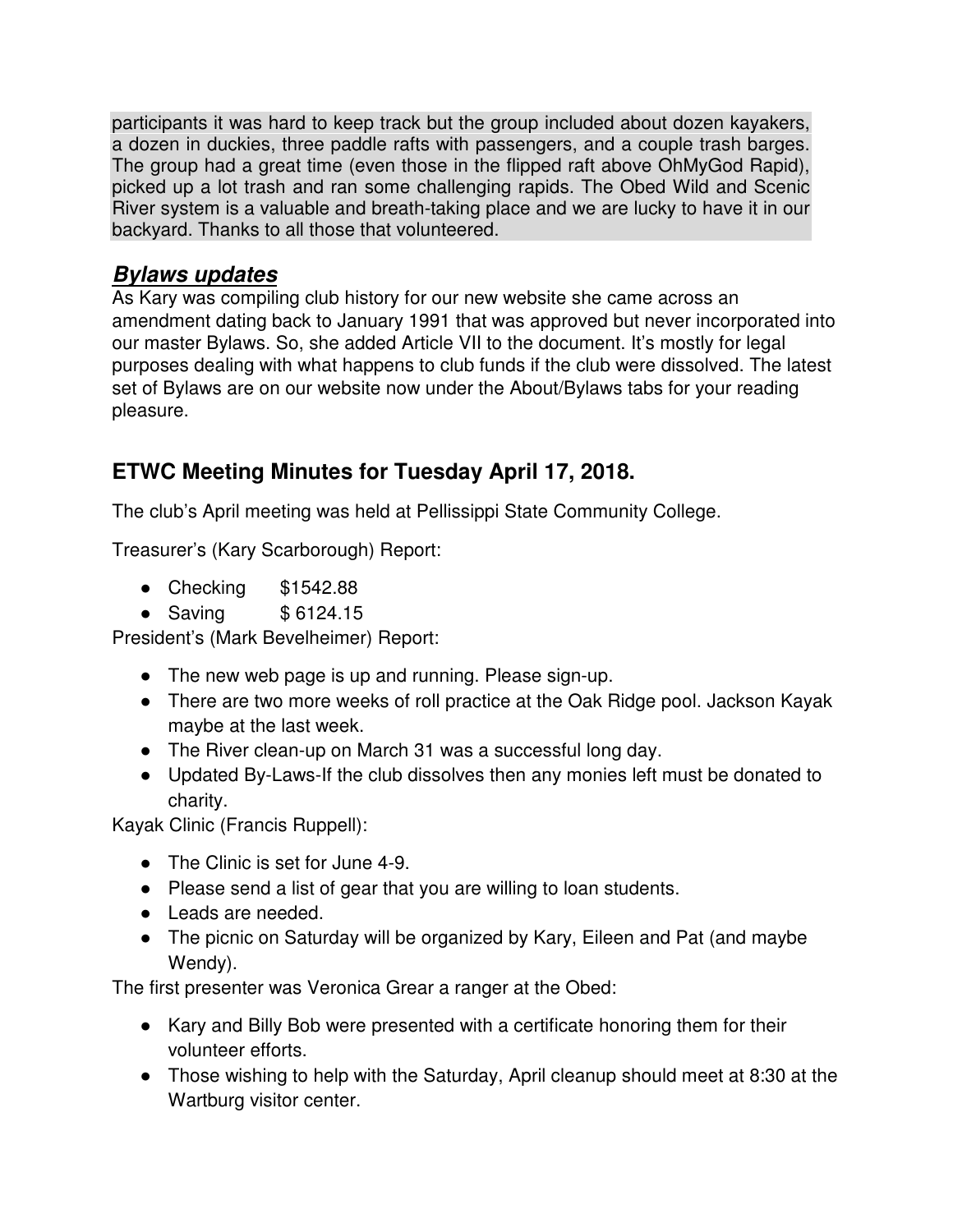participants it was hard to keep track but the group included about dozen kayakers, a dozen in duckies, three paddle rafts with passengers, and a couple trash barges. The group had a great time (even those in the flipped raft above OhMyGod Rapid), picked up a lot trash and ran some challenging rapids. The Obed Wild and Scenic River system is a valuable and breath-taking place and we are lucky to have it in our backyard. Thanks to all those that volunteered.

## ***Bylaws updates***

As Kary was compiling club history for our new website she came across an amendment dating back to January 1991 that was approved but never incorporated into our master Bylaws. So, she added Article VII to the document. It's mostly for legal purposes dealing with what happens to club funds if the club were dissolved. The latest set of Bylaws are on our website now under the About/Bylaws tabs for your reading pleasure.

## **ETWC Meeting Minutes for Tuesday April 17, 2018.**

The club's April meeting was held at Pellissippi State Community College.

Treasurer's (Kary Scarborough) Report:

- Checking $1542.88
- Saving $ 6124.15

President's (Mark Bevelheimer) Report:

- The new web page is up and running. Please sign-up.
- There are two more weeks of roll practice at the Oak Ridge pool. Jackson Kayak maybe at the last week.
- The River clean-up on March 31 was a successful long day.
- Updated By-Laws-If the club dissolves then any monies left must be donated to charity.

Kayak Clinic (Francis Ruppell):

- The Clinic is set for June 4-9.
- Please send a list of gear that you are willing to loan students.
- Leads are needed.
- The picnic on Saturday will be organized by Kary, Eileen and Pat (and maybe Wendy).

The first presenter was Veronica Grear a ranger at the Obed:

- Kary and Billy Bob were presented with a certificate honoring them for their volunteer efforts.
- Those wishing to help with the Saturday, April cleanup should meet at 8:30 at the Wartburg visitor center.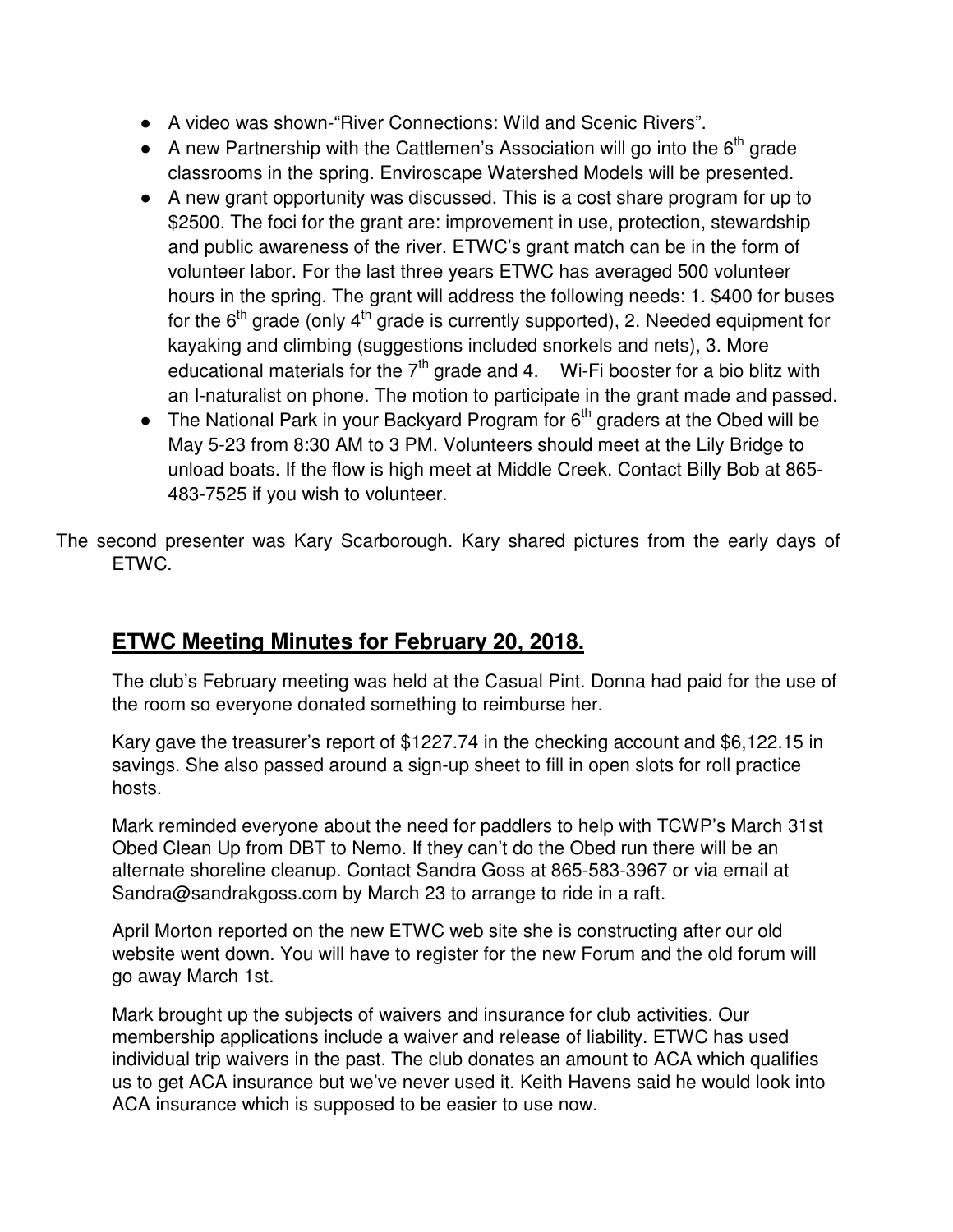- A video was shown-“River Connections: Wild and Scenic Rivers”.
- A new Partnership with the Cattlemen’s Association will go into the 6th grade classrooms in the spring. Enviroscape Watershed Models will be presented.
- A new grant opportunity was discussed. This is a cost share program for up to $2500. The foci for the grant are: improvement in use, protection, stewardship and public awareness of the river. ETWC’s grant match can be in the form of volunteer labor. For the last three years ETWC has averaged 500 volunteer hours in the spring. The grant will address the following needs: 1. $400 for buses for the 6th grade (only 4th grade is currently supported), 2. Needed equipment for kayaking and climbing (suggestions included snorkels and nets), 3. More educational materials for the 7th grade and 4. Wi-Fi booster for a bio blitz with an I-naturalist on phone. The motion to participate in the grant made and passed.
- The National Park in your Backyard Program for 6th graders at the Obed will be May 5-23 from 8:30 AM to 3 PM. Volunteers should meet at the Lily Bridge to unload boats. If the flow is high meet at Middle Creek. Contact Billy Bob at 865-483-7525 if you wish to volunteer.

The second presenter was Kary Scarborough. Kary shared pictures from the early days of ETWC.

## **ETWC Meeting Minutes for February 20, 2018.**

The club’s February meeting was held at the Casual Pint. Donna had paid for the use of the room so everyone donated something to reimburse her.

Kary gave the treasurer’s report of $1227.74 in the checking account and $6,122.15 in savings. She also passed around a sign-up sheet to fill in open slots for roll practice hosts.

Mark reminded everyone about the need for paddlers to help with TCWP’s March 31st Obed Clean Up from DBT to Nemo. If they can’t do the Obed run there will be an alternate shoreline cleanup. Contact Sandra Goss at 865-583-3967 or via email at Sandra@sandrakgoss.com by March 23 to arrange to ride in a raft.

April Morton reported on the new ETWC web site she is constructing after our old website went down. You will have to register for the new Forum and the old forum will go away March 1st.

Mark brought up the subjects of waivers and insurance for club activities. Our membership applications include a waiver and release of liability. ETWC has used individual trip waivers in the past. The club donates an amount to ACA which qualifies us to get ACA insurance but we’ve never used it. Keith Havens said he would look into ACA insurance which is supposed to be easier to use now.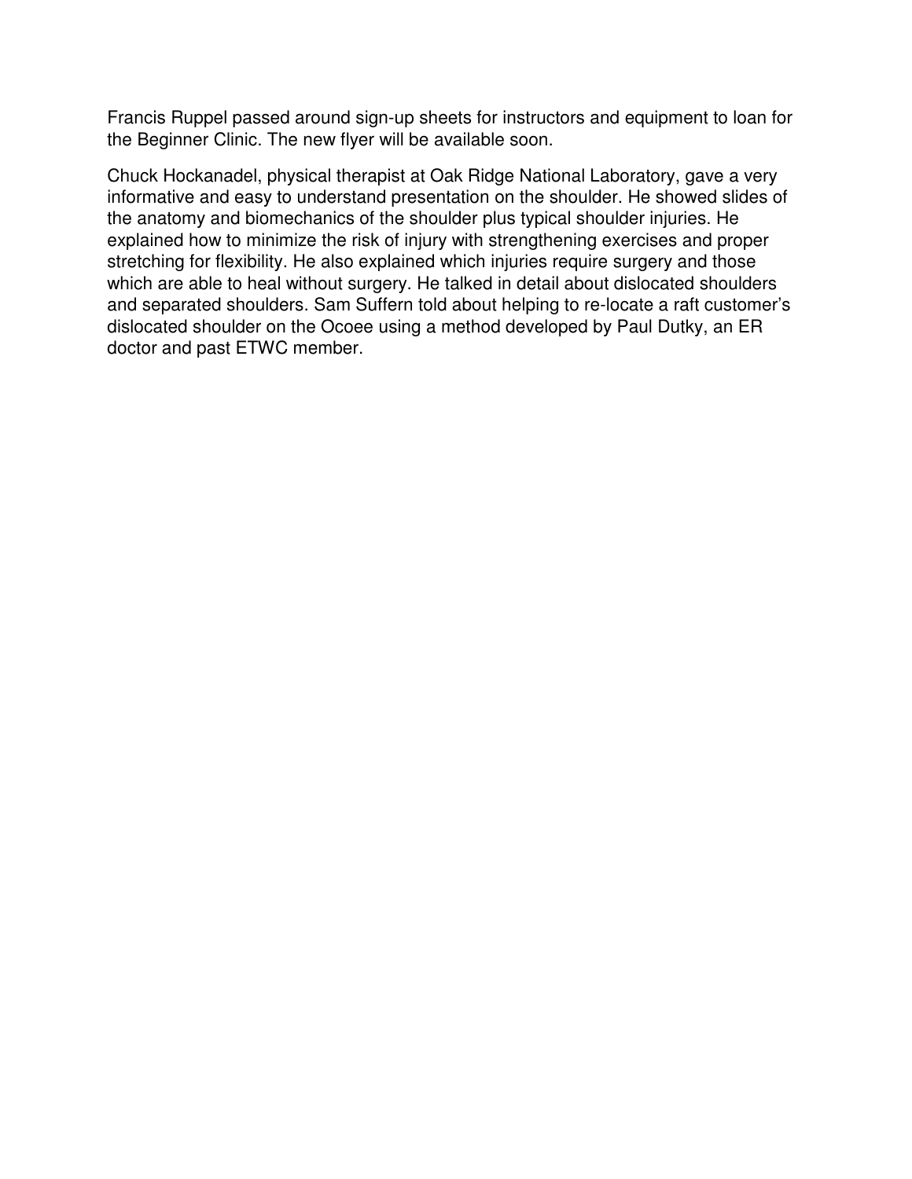Francis Ruppel passed around sign-up sheets for instructors and equipment to loan for the Beginner Clinic. The new flyer will be available soon.

Chuck Hockanadel, physical therapist at Oak Ridge National Laboratory, gave a very informative and easy to understand presentation on the shoulder. He showed slides of the anatomy and biomechanics of the shoulder plus typical shoulder injuries. He explained how to minimize the risk of injury with strengthening exercises and proper stretching for flexibility. He also explained which injuries require surgery and those which are able to heal without surgery. He talked in detail about dislocated shoulders and separated shoulders. Sam Suffern told about helping to re-locate a raft customer's dislocated shoulder on the Ocoee using a method developed by Paul Dutky, an ER doctor and past ETWC member.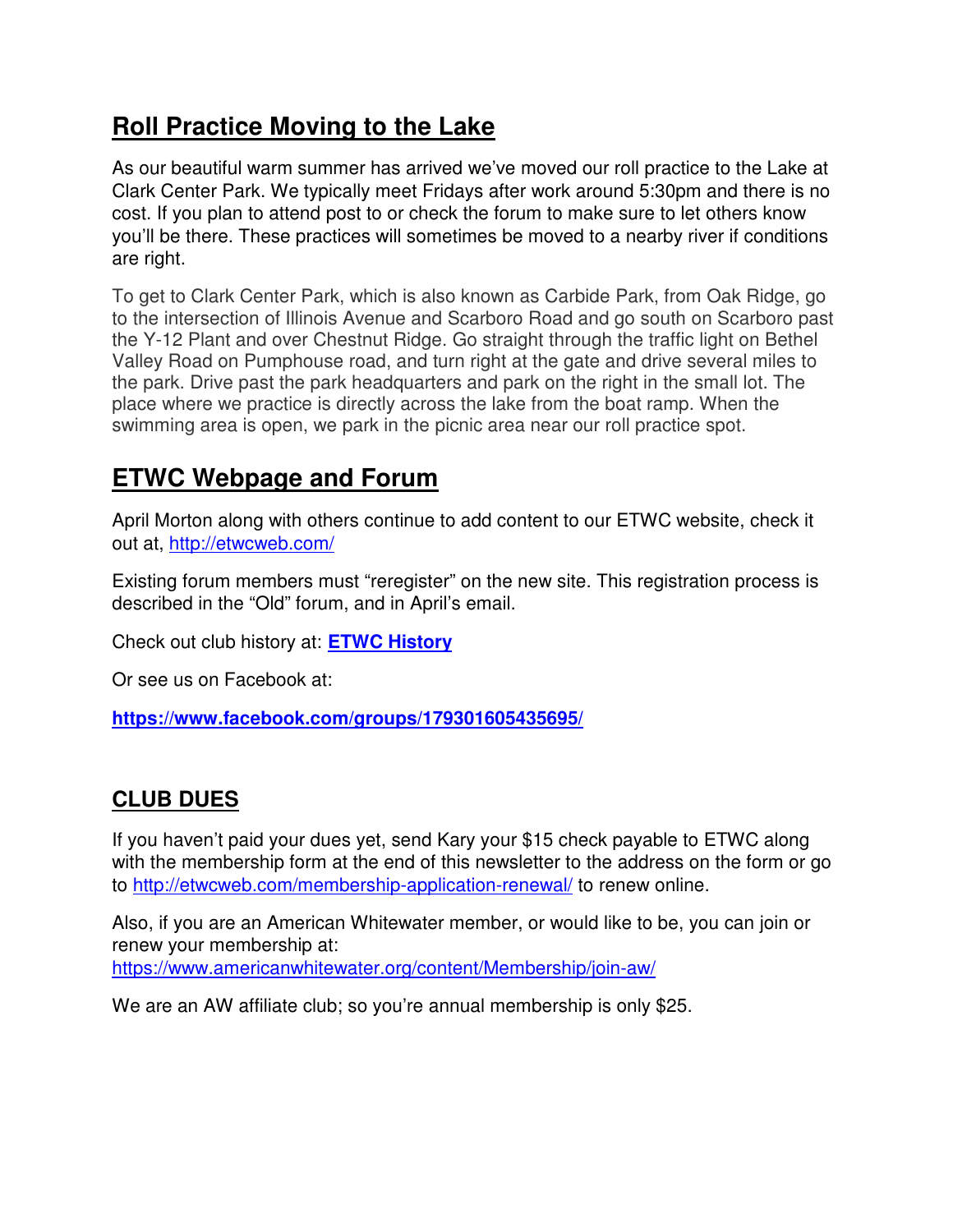## Roll Practice Moving to the Lake

As our beautiful warm summer has arrived we've moved our roll practice to the Lake at Clark Center Park. We typically meet Fridays after work around 5:30pm and there is no cost. If you plan to attend post to or check the forum to make sure to let others know you'll be there. These practices will sometimes be moved to a nearby river if conditions are right.

To get to Clark Center Park, which is also known as Carbide Park, from Oak Ridge, go to the intersection of Illinois Avenue and Scarboro Road and go south on Scarboro past the Y-12 Plant and over Chestnut Ridge. Go straight through the traffic light on Bethel Valley Road on Pumphouse road, and turn right at the gate and drive several miles to the park. Drive past the park headquarters and park on the right in the small lot. The place where we practice is directly across the lake from the boat ramp. When the swimming area is open, we park in the picnic area near our roll practice spot.

## ETWC Webpage and Forum

April Morton along with others continue to add content to our ETWC website, check it out at, http://etwcweb.com/

Existing forum members must "reregister" on the new site. This registration process is described in the "Old" forum, and in April's email.

Check out club history at: **ETWC History**

Or see us on Facebook at:

**https://www.facebook.com/groups/179301605435695/**

## CLUB DUES

If you haven't paid your dues yet, send Kary your $15 check payable to ETWC along with the membership form at the end of this newsletter to the address on the form or go to http://etwcweb.com/membership-application-renewal/ to renew online.

Also, if you are an American Whitewater member, or would like to be, you can join or renew your membership at:
https://www.americanwhitewater.org/content/Membership/join-aw/

We are an AW affiliate club; so you're annual membership is only $25.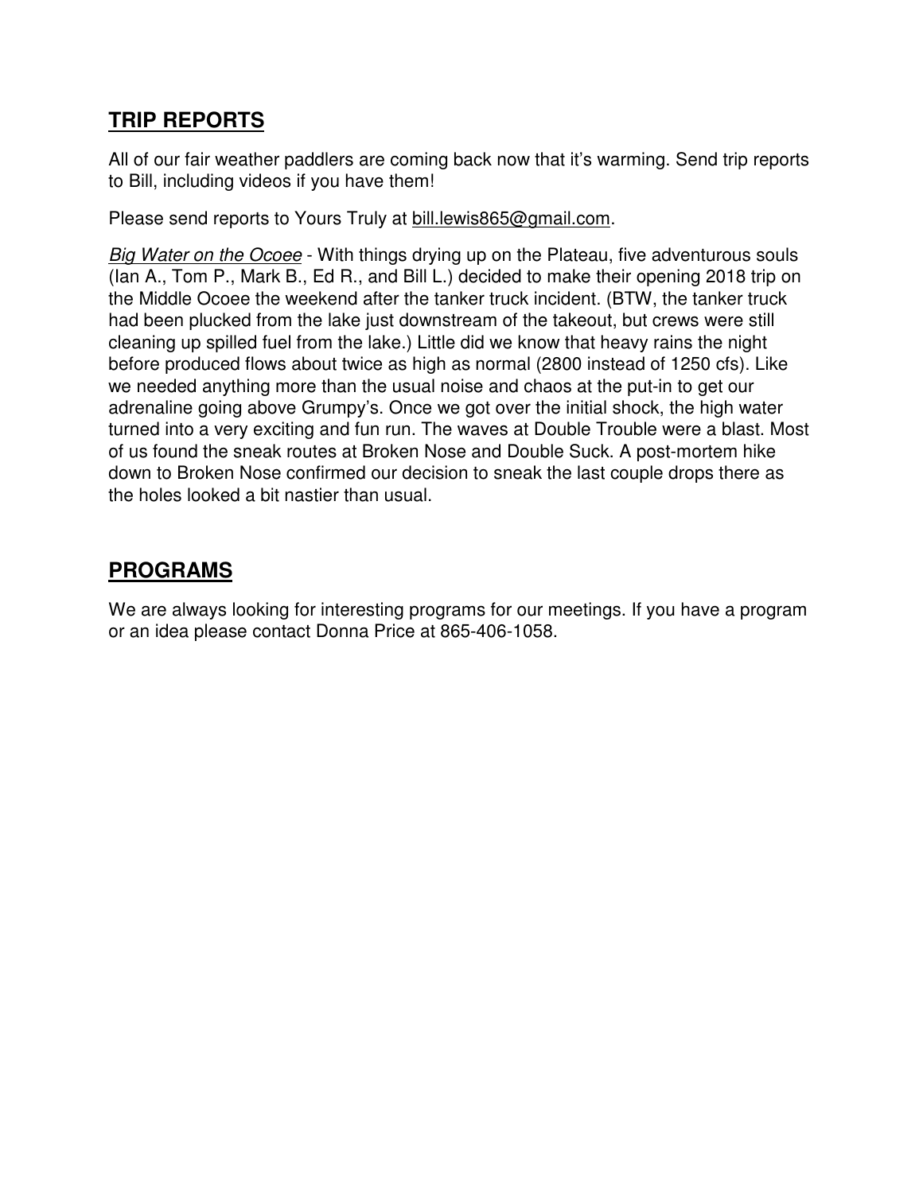## TRIP REPORTS

All of our fair weather paddlers are coming back now that it's warming. Send trip reports to Bill, including videos if you have them!

Please send reports to Yours Truly at bill.lewis865@gmail.com.

*Big Water on the Ocoee* - With things drying up on the Plateau, five adventurous souls (Ian A., Tom P., Mark B., Ed R., and Bill L.) decided to make their opening 2018 trip on the Middle Ocoee the weekend after the tanker truck incident. (BTW, the tanker truck had been plucked from the lake just downstream of the takeout, but crews were still cleaning up spilled fuel from the lake.) Little did we know that heavy rains the night before produced flows about twice as high as normal (2800 instead of 1250 cfs). Like we needed anything more than the usual noise and chaos at the put-in to get our adrenaline going above Grumpy's. Once we got over the initial shock, the high water turned into a very exciting and fun run. The waves at Double Trouble were a blast. Most of us found the sneak routes at Broken Nose and Double Suck. A post-mortem hike down to Broken Nose confirmed our decision to sneak the last couple drops there as the holes looked a bit nastier than usual.

## PROGRAMS

We are always looking for interesting programs for our meetings. If you have a program or an idea please contact Donna Price at 865-406-1058.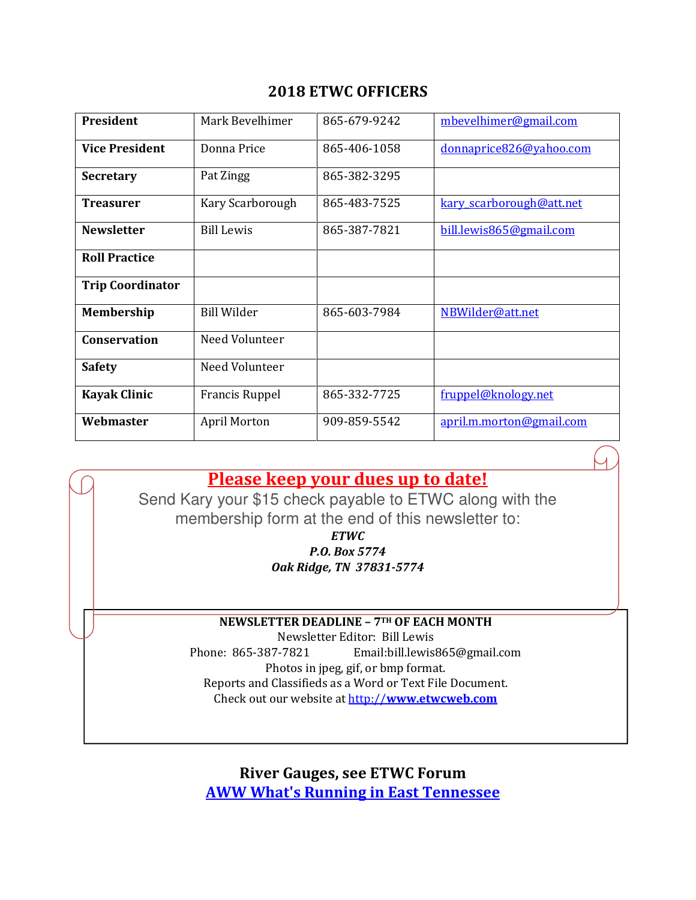## 2018 ETWC OFFICERS

| | | | |
|---|---|---|---|
| **President** | Mark Bevelhimer | 865-679-9242 | mbevelhimer@gmail.com |
| **Vice President** | Donna Price | 865-406-1058 | donnaprice826@yahoo.com |
| **Secretary** | Pat Zingg | 865-382-3295 | |
| **Treasurer** | Kary Scarborough | 865-483-7525 | kary_scarborough@att.net |
| **Newsletter** | Bill Lewis | 865-387-7821 | bill.lewis865@gmail.com |
| **Roll Practice** | | | |
| **Trip Coordinator** | | | |
| **Membership** | Bill Wilder | 865-603-7984 | NBWilder@att.net |
| **Conservation** | Need Volunteer | | |
| **Safety** | Need Volunteer | | |
| **Kayak Clinic** | Francis Ruppel | 865-332-7725 | fruppel@knology.net |
| **Webmaster** | April Morton | 909-859-5542 | april.m.morton@gmail.com |

**Please keep your dues up to date!**

Send Kary your $15 check payable to ETWC along with the membership form at the end of this newsletter to:

***ETWC***
***P.O. Box 5774***
***Oak Ridge, TN 37831-5774***

**NEWSLETTER DEADLINE – 7TH OF EACH MONTH**

Newsletter Editor: Bill Lewis

Phone: 865-387-7821 Email:bill.lewis865@gmail.com

Photos in jpeg, gif, or bmp format.

Reports and Classifieds as a Word or Text File Document.

Check out our website at http://www.etwcweb.com

**River Gauges, see ETWC Forum**

**AWW What's Running in East Tennessee**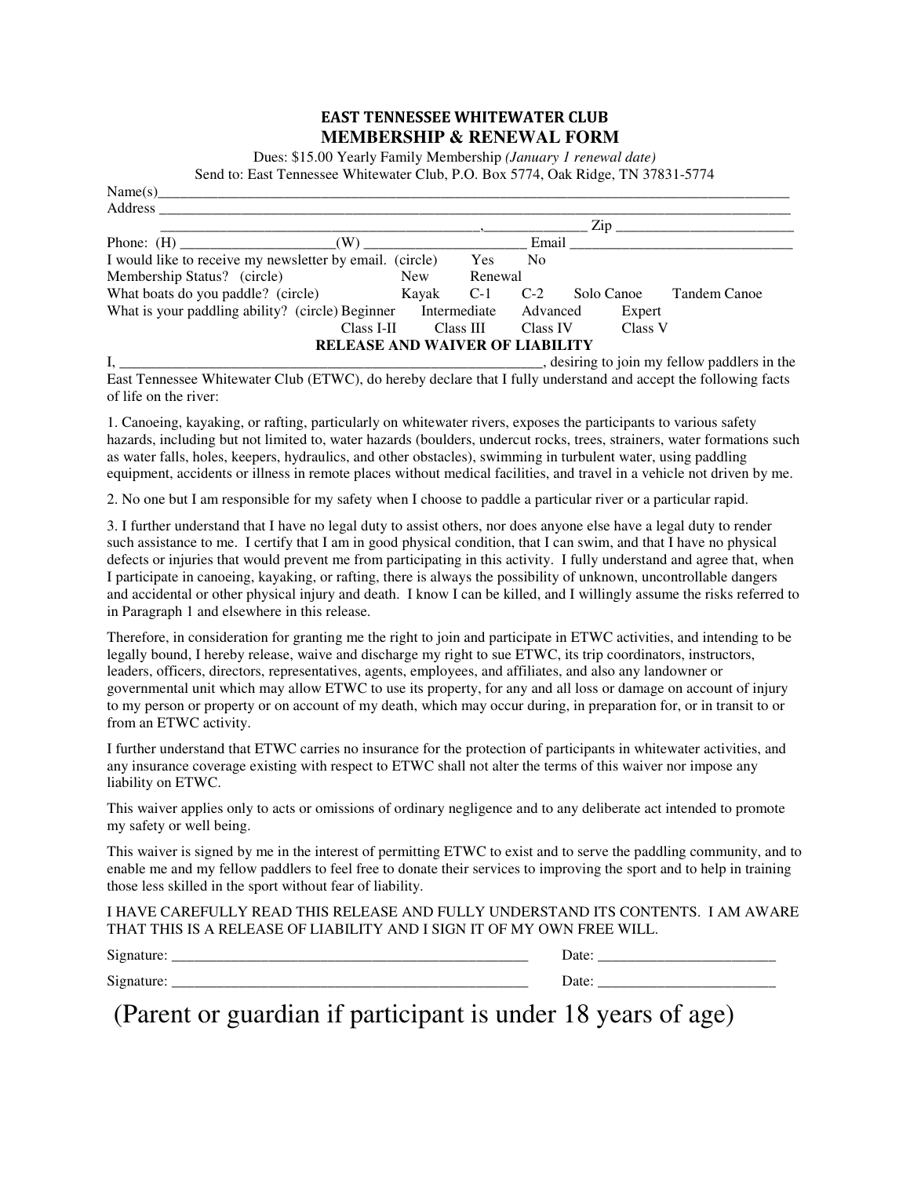# EAST TENNESSEE WHITEWATER CLUB
## MEMBERSHIP & RENEWAL FORM

Dues: $15.00 Yearly Family Membership *(January 1 renewal date)*

Send to: East Tennessee Whitewater Club, P.O. Box 5774, Oak Ridge, TN 37831-5774

Name(s)_______________________________________________________________________________

Address _______________________________________________________________________________

___________________________________________,______________ Zip ________________________

Phone: (H) ____________________(W) _____________________ Email ____________________________

I would like to receive my newsletter by email. (circle) Yes No

Membership Status? (circle) New Renewal

What boats do you paddle? (circle) Kayak C-1 C-2 Solo Canoe Tandem Canoe

What is your paddling ability? (circle) Beginner Intermediate Advanced Expert

Class I-II Class III Class IV Class V

**RELEASE AND WAIVER OF LIABILITY**

I, _________________________________________________________, desiring to join my fellow paddlers in the East Tennessee Whitewater Club (ETWC), do hereby declare that I fully understand and accept the following facts of life on the river:

1. Canoeing, kayaking, or rafting, particularly on whitewater rivers, exposes the participants to various safety hazards, including but not limited to, water hazards (boulders, undercut rocks, trees, strainers, water formations such as water falls, holes, keepers, hydraulics, and other obstacles), swimming in turbulent water, using paddling equipment, accidents or illness in remote places without medical facilities, and travel in a vehicle not driven by me.

2. No one but I am responsible for my safety when I choose to paddle a particular river or a particular rapid.

3. I further understand that I have no legal duty to assist others, nor does anyone else have a legal duty to render such assistance to me. I certify that I am in good physical condition, that I can swim, and that I have no physical defects or injuries that would prevent me from participating in this activity. I fully understand and agree that, when I participate in canoeing, kayaking, or rafting, there is always the possibility of unknown, uncontrollable dangers and accidental or other physical injury and death. I know I can be killed, and I willingly assume the risks referred to in Paragraph 1 and elsewhere in this release.

Therefore, in consideration for granting me the right to join and participate in ETWC activities, and intending to be legally bound, I hereby release, waive and discharge my right to sue ETWC, its trip coordinators, instructors, leaders, officers, directors, representatives, agents, employees, and affiliates, and also any landowner or governmental unit which may allow ETWC to use its property, for any and all loss or damage on account of injury to my person or property or on account of my death, which may occur during, in preparation for, or in transit to or from an ETWC activity.

I further understand that ETWC carries no insurance for the protection of participants in whitewater activities, and any insurance coverage existing with respect to ETWC shall not alter the terms of this waiver nor impose any liability on ETWC.

This waiver applies only to acts or omissions of ordinary negligence and to any deliberate act intended to promote my safety or well being.

This waiver is signed by me in the interest of permitting ETWC to exist and to serve the paddling community, and to enable me and my fellow paddlers to feel free to donate their services to improving the sport and to help in training those less skilled in the sport without fear of liability.

I HAVE CAREFULLY READ THIS RELEASE AND FULLY UNDERSTAND ITS CONTENTS. I AM AWARE THAT THIS IS A RELEASE OF LIABILITY AND I SIGN IT OF MY OWN FREE WILL.

Signature: _______________________________________________ Date: _______________________

Signature: _______________________________________________ Date: _______________________

(Parent or guardian if participant is under 18 years of age)